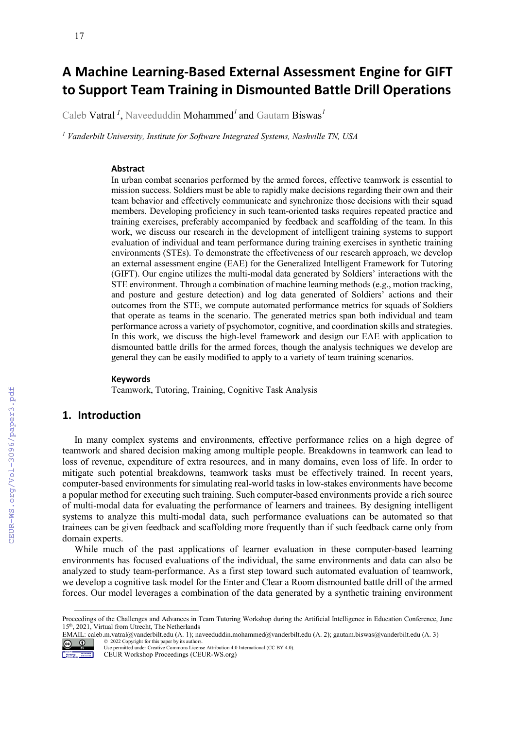# A Machine Learning-Based External Assessment Engine for GIFT to Support Team Training in Dismounted Battle Drill Operations

Caleb Vatral [1], Naveeduddin Mohammed[1] and Gautam Biswas[1]

[1] *Vanderbilt University, Institute for Software Integrated Systems, Nashville TN, USA*

### Abstract

In urban combat scenarios performed by the armed forces, effective teamwork is essential to mission success. Soldiers must be able to rapidly make decisions regarding their own and their team behavior and effectively communicate and synchronize those decisions with their squad members. Developing proficiency in such team-oriented tasks requires repeated practice and training exercises, preferably accompanied by feedback and scaffolding of the team. In this work, we discuss our research in the development of intelligent training systems to support evaluation of individual and team performance during training exercises in synthetic training environments (STEs). To demonstrate the effectiveness of our research approach, we develop an external assessment engine (EAE) for the Generalized Intelligent Framework for Tutoring (GIFT). Our engine utilizes the multi-modal data generated by Soldiers' interactions with the STE environment. Through a combination of machine learning methods (e.g., motion tracking, and posture and gesture detection) and log data generated of Soldiers' actions and their outcomes from the STE, we compute automated performance metrics for squads of Soldiers that operate as teams in the scenario. The generated metrics span both individual and team performance across a variety of psychomotor, cognitive, and coordination skills and strategies. In this work, we discuss the high-level framework and design our EAE with application to dismounted battle drills for the armed forces, though the analysis techniques we develop are general they can be easily modified to apply to a variety of team training scenarios.

### Keywords

Teamwork, Tutoring, Training, Cognitive Task Analysis

## 1. Introduction

In many complex systems and environments, effective performance relies on a high degree of teamwork and shared decision making among multiple people. Breakdowns in teamwork can lead to loss of revenue, expenditure of extra resources, and in many domains, even loss of life. In order to mitigate such potential breakdowns, teamwork tasks must be effectively trained. In recent years, computer-based environments for simulating real-world tasks in low-stakes environments have become a popular method for executing such training. Such computer-based environments provide a rich source of multi-modal data for evaluating the performance of learners and trainees. By designing intelligent systems to analyze this multi-modal data, such performance evaluations can be automated so that trainees can be given feedback and scaffolding more frequently than if such feedback came only from domain experts.

While much of the past applications of learner evaluation in these computer-based learning environments has focused evaluations of the individual, the same environments and data can also be analyzed to study team-performance. As a first step toward such automated evaluation of teamwork, we develop a cognitive task model for the Enter and Clear a Room dismounted battle drill of the armed forces. Our model leverages a combination of the data generated by a synthetic training environment

---

Proceedings of the Challenges and Advances in Team Tutoring Workshop during the Artificial Intelligence in Education Conference, June 15th, 2021, Virtual from Utrecht, The Netherlands
EMAIL: caleb.m.vatral@vanderbilt.edu (A. 1); naveeduddin.mohammed@vanderbilt.edu (A. 2); gautam.biswas@vanderbilt.edu (A. 3)
© 2022 Copyright for this paper by its authors.
Use permitted under Creative Commons License Attribution 4.0 International (CC BY 4.0).
CEUR Workshop Proceedings (CEUR-WS.org)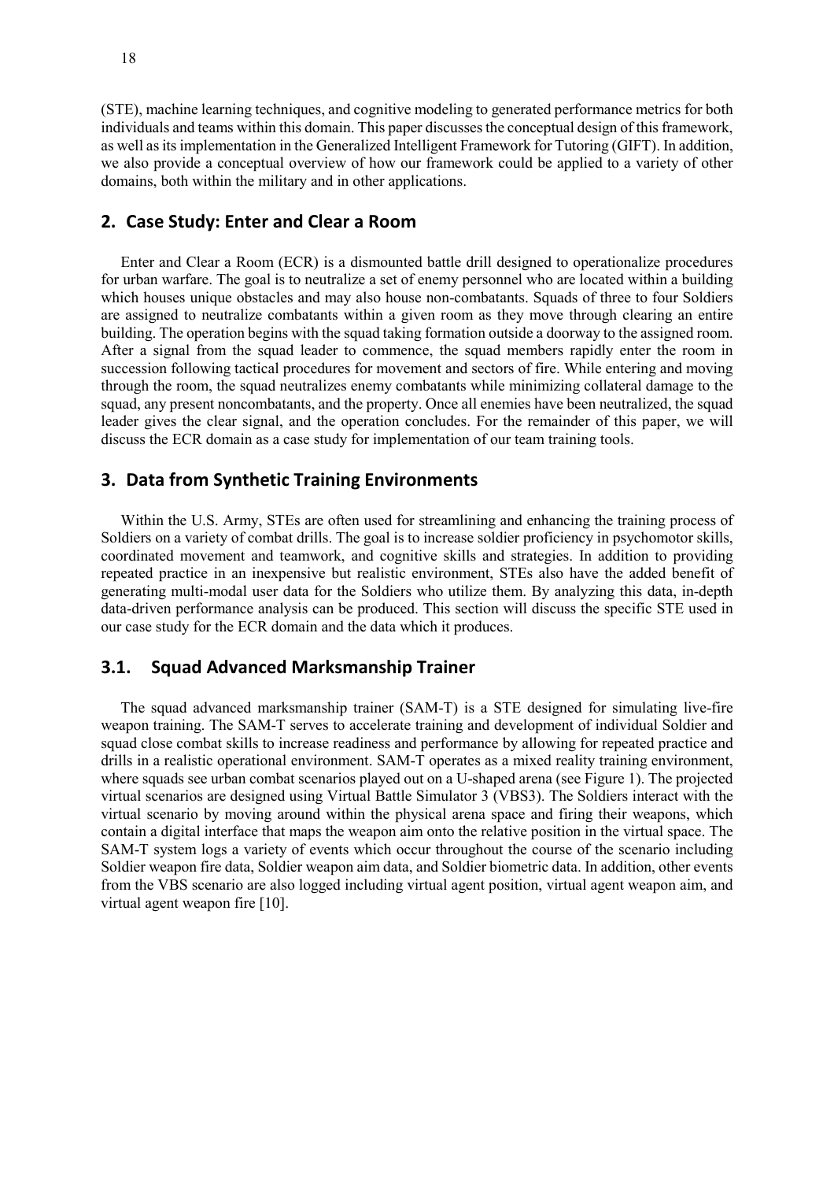(STE), machine learning techniques, and cognitive modeling to generated performance metrics for both individuals and teams within this domain. This paper discusses the conceptual design of this framework, as well as its implementation in the Generalized Intelligent Framework for Tutoring (GIFT). In addition, we also provide a conceptual overview of how our framework could be applied to a variety of other domains, both within the military and in other applications.

## 2. Case Study: Enter and Clear a Room

Enter and Clear a Room (ECR) is a dismounted battle drill designed to operationalize procedures for urban warfare. The goal is to neutralize a set of enemy personnel who are located within a building which houses unique obstacles and may also house non-combatants. Squads of three to four Soldiers are assigned to neutralize combatants within a given room as they move through clearing an entire building. The operation begins with the squad taking formation outside a doorway to the assigned room. After a signal from the squad leader to commence, the squad members rapidly enter the room in succession following tactical procedures for movement and sectors of fire. While entering and moving through the room, the squad neutralizes enemy combatants while minimizing collateral damage to the squad, any present noncombatants, and the property. Once all enemies have been neutralized, the squad leader gives the clear signal, and the operation concludes. For the remainder of this paper, we will discuss the ECR domain as a case study for implementation of our team training tools.

## 3. Data from Synthetic Training Environments

Within the U.S. Army, STEs are often used for streamlining and enhancing the training process of Soldiers on a variety of combat drills. The goal is to increase soldier proficiency in psychomotor skills, coordinated movement and teamwork, and cognitive skills and strategies. In addition to providing repeated practice in an inexpensive but realistic environment, STEs also have the added benefit of generating multi-modal user data for the Soldiers who utilize them. By analyzing this data, in-depth data-driven performance analysis can be produced. This section will discuss the specific STE used in our case study for the ECR domain and the data which it produces.

## 3.1. Squad Advanced Marksmanship Trainer

The squad advanced marksmanship trainer (SAM-T) is a STE designed for simulating live-fire weapon training. The SAM-T serves to accelerate training and development of individual Soldier and squad close combat skills to increase readiness and performance by allowing for repeated practice and drills in a realistic operational environment. SAM-T operates as a mixed reality training environment, where squads see urban combat scenarios played out on a U-shaped arena (see Figure 1). The projected virtual scenarios are designed using Virtual Battle Simulator 3 (VBS3). The Soldiers interact with the virtual scenario by moving around within the physical arena space and firing their weapons, which contain a digital interface that maps the weapon aim onto the relative position in the virtual space. The SAM-T system logs a variety of events which occur throughout the course of the scenario including Soldier weapon fire data, Soldier weapon aim data, and Soldier biometric data. In addition, other events from the VBS scenario are also logged including virtual agent position, virtual agent weapon aim, and virtual agent weapon fire [10].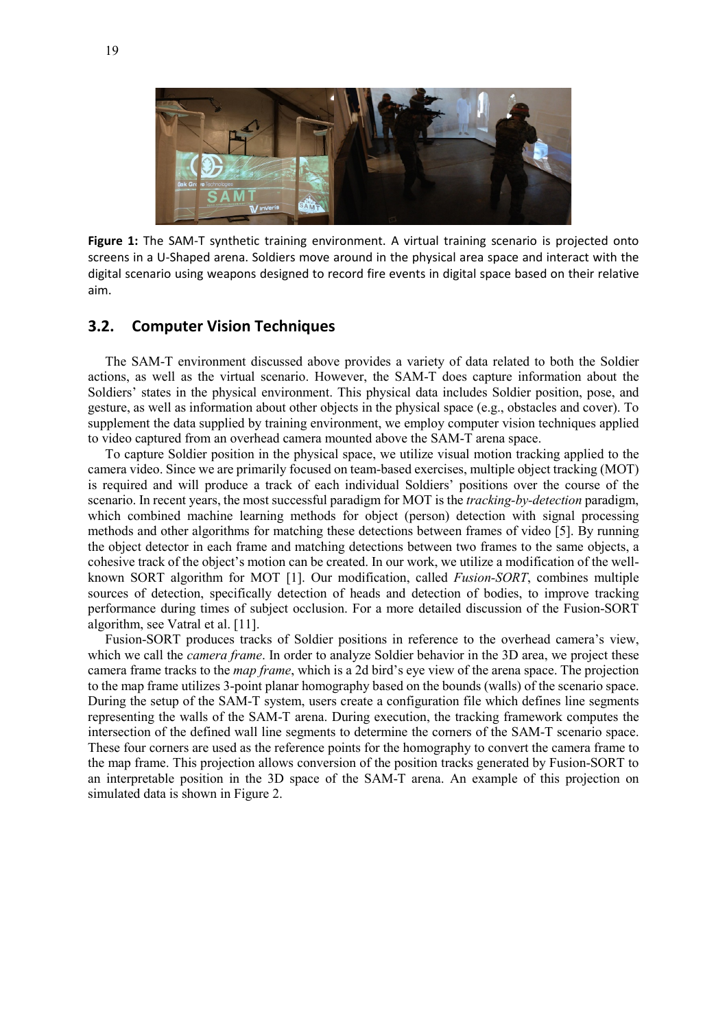**Figure 1:** The SAM-T synthetic training environment. A virtual training scenario is projected onto screens in a U-Shaped arena. Soldiers move around in the physical area space and interact with the digital scenario using weapons designed to record fire events in digital space based on their relative aim.

## 3.2. Computer Vision Techniques

The SAM-T environment discussed above provides a variety of data related to both the Soldier actions, as well as the virtual scenario. However, the SAM-T does capture information about the Soldiers' states in the physical environment. This physical data includes Soldier position, pose, and gesture, as well as information about other objects in the physical space (e.g., obstacles and cover). To supplement the data supplied by training environment, we employ computer vision techniques applied to video captured from an overhead camera mounted above the SAM-T arena space.

To capture Soldier position in the physical space, we utilize visual motion tracking applied to the camera video. Since we are primarily focused on team-based exercises, multiple object tracking (MOT) is required and will produce a track of each individual Soldiers' positions over the course of the scenario. In recent years, the most successful paradigm for MOT is the *tracking-by-detection* paradigm, which combined machine learning methods for object (person) detection with signal processing methods and other algorithms for matching these detections between frames of video [5]. By running the object detector in each frame and matching detections between two frames to the same objects, a cohesive track of the object's motion can be created. In our work, we utilize a modification of the well-known SORT algorithm for MOT [1]. Our modification, called *Fusion-SORT*, combines multiple sources of detection, specifically detection of heads and detection of bodies, to improve tracking performance during times of subject occlusion. For a more detailed discussion of the Fusion-SORT algorithm, see Vatral et al. [11].

Fusion-SORT produces tracks of Soldier positions in reference to the overhead camera's view, which we call the *camera frame*. In order to analyze Soldier behavior in the 3D area, we project these camera frame tracks to the *map frame*, which is a 2d bird's eye view of the arena space. The projection to the map frame utilizes 3-point planar homography based on the bounds (walls) of the scenario space. During the setup of the SAM-T system, users create a configuration file which defines line segments representing the walls of the SAM-T arena. During execution, the tracking framework computes the intersection of the defined wall line segments to determine the corners of the SAM-T scenario space. These four corners are used as the reference points for the homography to convert the camera frame to the map frame. This projection allows conversion of the position tracks generated by Fusion-SORT to an interpretable position in the 3D space of the SAM-T arena. An example of this projection on simulated data is shown in Figure 2.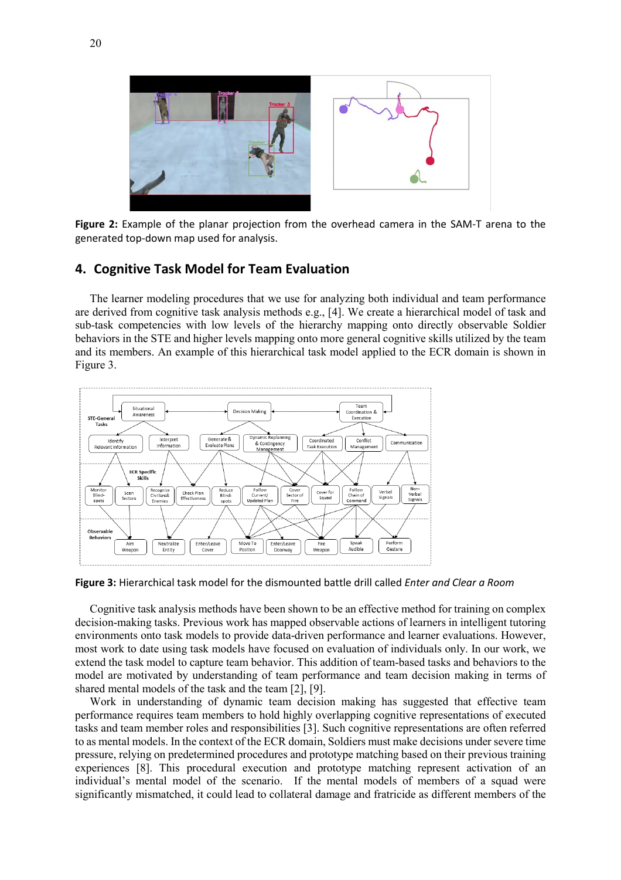**Figure 2:** Example of the planar projection from the overhead camera in the SAM-T arena to the generated top-down map used for analysis.

## 4. Cognitive Task Model for Team Evaluation

The learner modeling procedures that we use for analyzing both individual and team performance are derived from cognitive task analysis methods e.g., [4]. We create a hierarchical model of task and sub-task competencies with low levels of the hierarchy mapping onto directly observable Soldier behaviors in the STE and higher levels mapping onto more general cognitive skills utilized by the team and its members. An example of this hierarchical task model applied to the ECR domain is shown in Figure 3.

**Figure 3:** Hierarchical task model for the dismounted battle drill called *Enter and Clear a Room*

Cognitive task analysis methods have been shown to be an effective method for training on complex decision-making tasks. Previous work has mapped observable actions of learners in intelligent tutoring environments onto task models to provide data-driven performance and learner evaluations. However, most work to date using task models have focused on evaluation of individuals only. In our work, we extend the task model to capture team behavior. This addition of team-based tasks and behaviors to the model are motivated by understanding of team performance and team decision making in terms of shared mental models of the task and the team [2], [9].

Work in understanding of dynamic team decision making has suggested that effective team performance requires team members to hold highly overlapping cognitive representations of executed tasks and team member roles and responsibilities [3]. Such cognitive representations are often referred to as mental models. In the context of the ECR domain, Soldiers must make decisions under severe time pressure, relying on predetermined procedures and prototype matching based on their previous training experiences [8]. This procedural execution and prototype matching represent activation of an individual's mental model of the scenario. If the mental models of members of a squad were significantly mismatched, it could lead to collateral damage and fratricide as different members of the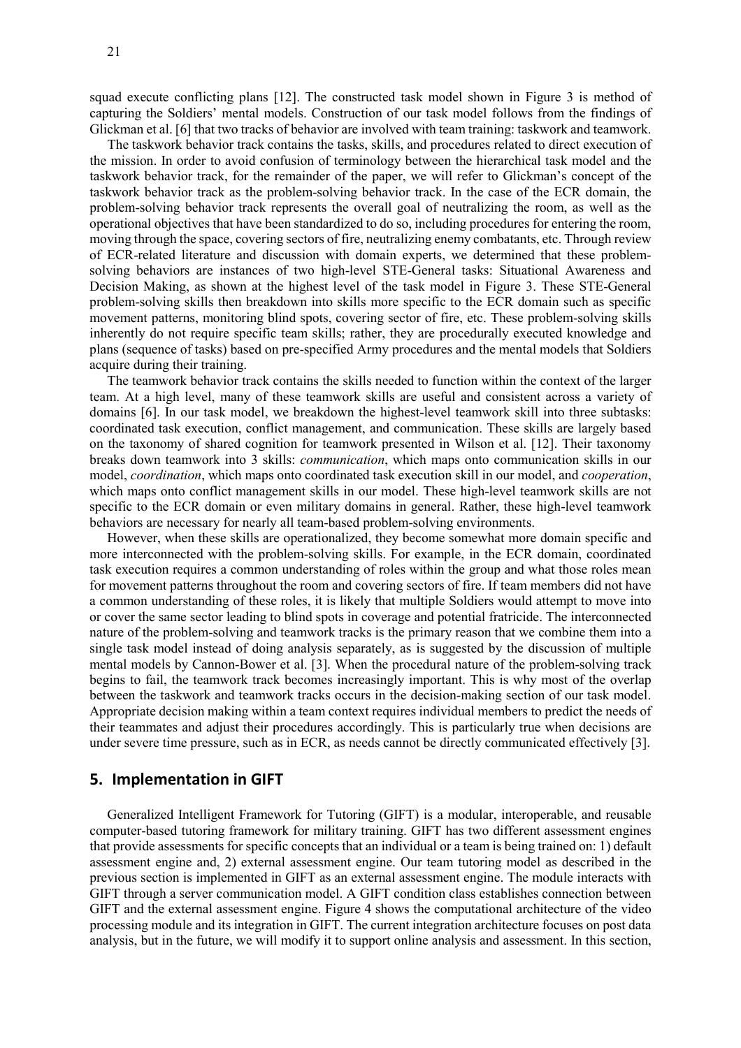squad execute conflicting plans [12]. The constructed task model shown in Figure 3 is method of capturing the Soldiers' mental models. Construction of our task model follows from the findings of Glickman et al. [6] that two tracks of behavior are involved with team training: taskwork and teamwork.

The taskwork behavior track contains the tasks, skills, and procedures related to direct execution of the mission. In order to avoid confusion of terminology between the hierarchical task model and the taskwork behavior track, for the remainder of the paper, we will refer to Glickman's concept of the taskwork behavior track as the problem-solving behavior track. In the case of the ECR domain, the problem-solving behavior track represents the overall goal of neutralizing the room, as well as the operational objectives that have been standardized to do so, including procedures for entering the room, moving through the space, covering sectors of fire, neutralizing enemy combatants, etc. Through review of ECR-related literature and discussion with domain experts, we determined that these problem-solving behaviors are instances of two high-level STE-General tasks: Situational Awareness and Decision Making, as shown at the highest level of the task model in Figure 3. These STE-General problem-solving skills then breakdown into skills more specific to the ECR domain such as specific movement patterns, monitoring blind spots, covering sector of fire, etc. These problem-solving skills inherently do not require specific team skills; rather, they are procedurally executed knowledge and plans (sequence of tasks) based on pre-specified Army procedures and the mental models that Soldiers acquire during their training.

The teamwork behavior track contains the skills needed to function within the context of the larger team. At a high level, many of these teamwork skills are useful and consistent across a variety of domains [6]. In our task model, we breakdown the highest-level teamwork skill into three subtasks: coordinated task execution, conflict management, and communication. These skills are largely based on the taxonomy of shared cognition for teamwork presented in Wilson et al. [12]. Their taxonomy breaks down teamwork into 3 skills: *communication*, which maps onto communication skills in our model, *coordination*, which maps onto coordinated task execution skill in our model, and *cooperation*, which maps onto conflict management skills in our model. These high-level teamwork skills are not specific to the ECR domain or even military domains in general. Rather, these high-level teamwork behaviors are necessary for nearly all team-based problem-solving environments.

However, when these skills are operationalized, they become somewhat more domain specific and more interconnected with the problem-solving skills. For example, in the ECR domain, coordinated task execution requires a common understanding of roles within the group and what those roles mean for movement patterns throughout the room and covering sectors of fire. If team members did not have a common understanding of these roles, it is likely that multiple Soldiers would attempt to move into or cover the same sector leading to blind spots in coverage and potential fratricide. The interconnected nature of the problem-solving and teamwork tracks is the primary reason that we combine them into a single task model instead of doing analysis separately, as is suggested by the discussion of multiple mental models by Cannon-Bower et al. [3]. When the procedural nature of the problem-solving track begins to fail, the teamwork track becomes increasingly important. This is why most of the overlap between the taskwork and teamwork tracks occurs in the decision-making section of our task model. Appropriate decision making within a team context requires individual members to predict the needs of their teammates and adjust their procedures accordingly. This is particularly true when decisions are under severe time pressure, such as in ECR, as needs cannot be directly communicated effectively [3].

## 5. Implementation in GIFT

Generalized Intelligent Framework for Tutoring (GIFT) is a modular, interoperable, and reusable computer-based tutoring framework for military training. GIFT has two different assessment engines that provide assessments for specific concepts that an individual or a team is being trained on: 1) default assessment engine and, 2) external assessment engine. Our team tutoring model as described in the previous section is implemented in GIFT as an external assessment engine. The module interacts with GIFT through a server communication model. A GIFT condition class establishes connection between GIFT and the external assessment engine. Figure 4 shows the computational architecture of the video processing module and its integration in GIFT. The current integration architecture focuses on post data analysis, but in the future, we will modify it to support online analysis and assessment. In this section,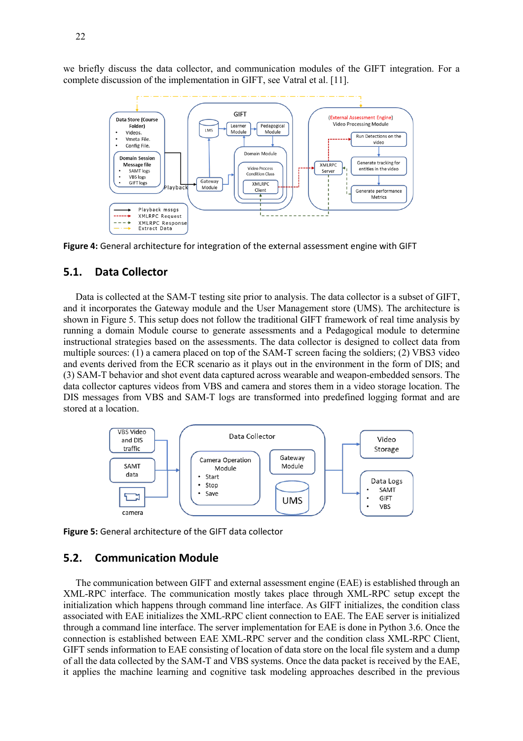we briefly discuss the data collector, and communication modules of the GIFT integration. For a complete discussion of the implementation in GIFT, see Vatral et al. [11].

**Figure 4:** General architecture for integration of the external assessment engine with GIFT

## 5.1. Data Collector

Data is collected at the SAM-T testing site prior to analysis. The data collector is a subset of GIFT, and it incorporates the Gateway module and the User Management store (UMS). The architecture is shown in Figure 5. This setup does not follow the traditional GIFT framework of real time analysis by running a domain Module course to generate assessments and a Pedagogical module to determine instructional strategies based on the assessments. The data collector is designed to collect data from multiple sources: (1) a camera placed on top of the SAM-T screen facing the soldiers; (2) VBS3 video and events derived from the ECR scenario as it plays out in the environment in the form of DIS; and (3) SAM-T behavior and shot event data captured across wearable and weapon-embedded sensors. The data collector captures videos from VBS and camera and stores them in a video storage location. The DIS messages from VBS and SAM-T logs are transformed into predefined logging format and are stored at a location.

**Figure 5:** General architecture of the GIFT data collector

## 5.2. Communication Module

The communication between GIFT and external assessment engine (EAE) is established through an XML-RPC interface. The communication mostly takes place through XML-RPC setup except the initialization which happens through command line interface. As GIFT initializes, the condition class associated with EAE initializes the XML-RPC client connection to EAE. The EAE server is initialized through a command line interface. The server implementation for EAE is done in Python 3.6. Once the connection is established between EAE XML-RPC server and the condition class XML-RPC Client, GIFT sends information to EAE consisting of location of data store on the local file system and a dump of all the data collected by the SAM-T and VBS systems. Once the data packet is received by the EAE, it applies the machine learning and cognitive task modeling approaches described in the previous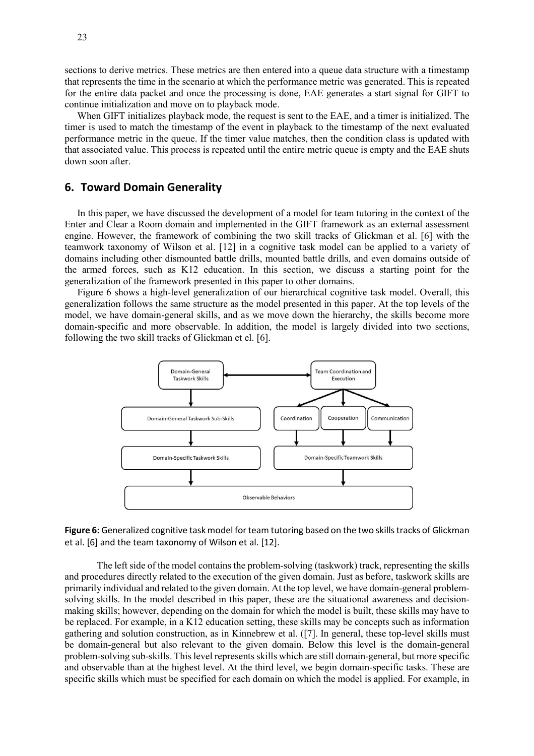sections to derive metrics. These metrics are then entered into a queue data structure with a timestamp that represents the time in the scenario at which the performance metric was generated. This is repeated for the entire data packet and once the processing is done, EAE generates a start signal for GIFT to continue initialization and move on to playback mode.

When GIFT initializes playback mode, the request is sent to the EAE, and a timer is initialized. The timer is used to match the timestamp of the event in playback to the timestamp of the next evaluated performance metric in the queue. If the timer value matches, then the condition class is updated with that associated value. This process is repeated until the entire metric queue is empty and the EAE shuts down soon after.

## 6. Toward Domain Generality

In this paper, we have discussed the development of a model for team tutoring in the context of the Enter and Clear a Room domain and implemented in the GIFT framework as an external assessment engine. However, the framework of combining the two skill tracks of Glickman et al. [6] with the teamwork taxonomy of Wilson et al. [12] in a cognitive task model can be applied to a variety of domains including other dismounted battle drills, mounted battle drills, and even domains outside of the armed forces, such as K12 education. In this section, we discuss a starting point for the generalization of the framework presented in this paper to other domains.

Figure 6 shows a high-level generalization of our hierarchical cognitive task model. Overall, this generalization follows the same structure as the model presented in this paper. At the top levels of the model, we have domain-general skills, and as we move down the hierarchy, the skills become more domain-specific and more observable. In addition, the model is largely divided into two sections, following the two skill tracks of Glickman et el. [6].

Domain-General Taskwork Skills | Team Coordination and Execution | Domain-General Taskwork Sub-Skills | Coordination | Cooperation | Communication | Domain-Specific Taskwork Skills | Domain-Specific Teamwork Skills | Observable Behaviors

**Figure 6:** Generalized cognitive task model for team tutoring based on the two skills tracks of Glickman et al. [6] and the team taxonomy of Wilson et al. [12].

The left side of the model contains the problem-solving (taskwork) track, representing the skills and procedures directly related to the execution of the given domain. Just as before, taskwork skills are primarily individual and related to the given domain. At the top level, we have domain-general problem-solving skills. In the model described in this paper, these are the situational awareness and decision-making skills; however, depending on the domain for which the model is built, these skills may have to be replaced. For example, in a K12 education setting, these skills may be concepts such as information gathering and solution construction, as in Kinnebrew et al. ([7]. In general, these top-level skills must be domain-general but also relevant to the given domain. Below this level is the domain-general problem-solving sub-skills. This level represents skills which are still domain-general, but more specific and observable than at the highest level. At the third level, we begin domain-specific tasks. These are specific skills which must be specified for each domain on which the model is applied. For example, in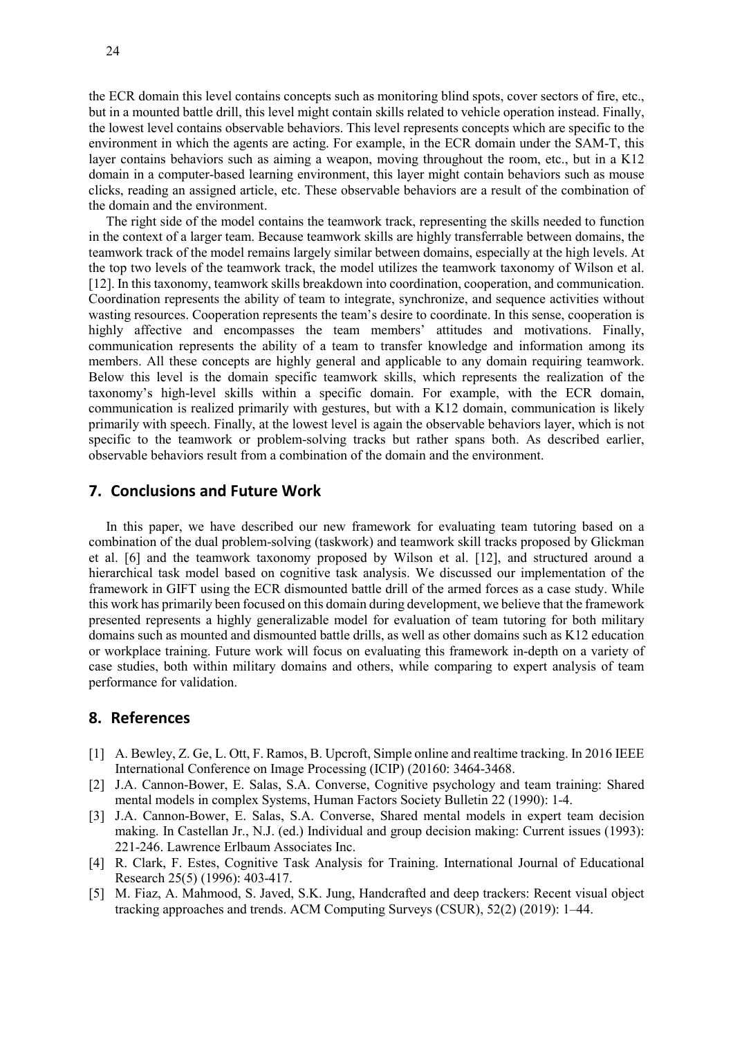the ECR domain this level contains concepts such as monitoring blind spots, cover sectors of fire, etc., but in a mounted battle drill, this level might contain skills related to vehicle operation instead. Finally, the lowest level contains observable behaviors. This level represents concepts which are specific to the environment in which the agents are acting. For example, in the ECR domain under the SAM-T, this layer contains behaviors such as aiming a weapon, moving throughout the room, etc., but in a K12 domain in a computer-based learning environment, this layer might contain behaviors such as mouse clicks, reading an assigned article, etc. These observable behaviors are a result of the combination of the domain and the environment.

The right side of the model contains the teamwork track, representing the skills needed to function in the context of a larger team. Because teamwork skills are highly transferrable between domains, the teamwork track of the model remains largely similar between domains, especially at the high levels. At the top two levels of the teamwork track, the model utilizes the teamwork taxonomy of Wilson et al. [12]. In this taxonomy, teamwork skills breakdown into coordination, cooperation, and communication. Coordination represents the ability of team to integrate, synchronize, and sequence activities without wasting resources. Cooperation represents the team's desire to coordinate. In this sense, cooperation is highly affective and encompasses the team members' attitudes and motivations. Finally, communication represents the ability of a team to transfer knowledge and information among its members. All these concepts are highly general and applicable to any domain requiring teamwork. Below this level is the domain specific teamwork skills, which represents the realization of the taxonomy's high-level skills within a specific domain. For example, with the ECR domain, communication is realized primarily with gestures, but with a K12 domain, communication is likely primarily with speech. Finally, at the lowest level is again the observable behaviors layer, which is not specific to the teamwork or problem-solving tracks but rather spans both. As described earlier, observable behaviors result from a combination of the domain and the environment.

## 7. Conclusions and Future Work

In this paper, we have described our new framework for evaluating team tutoring based on a combination of the dual problem-solving (taskwork) and teamwork skill tracks proposed by Glickman et al. [6] and the teamwork taxonomy proposed by Wilson et al. [12], and structured around a hierarchical task model based on cognitive task analysis. We discussed our implementation of the framework in GIFT using the ECR dismounted battle drill of the armed forces as a case study. While this work has primarily been focused on this domain during development, we believe that the framework presented represents a highly generalizable model for evaluation of team tutoring for both military domains such as mounted and dismounted battle drills, as well as other domains such as K12 education or workplace training. Future work will focus on evaluating this framework in-depth on a variety of case studies, both within military domains and others, while comparing to expert analysis of team performance for validation.

## 8. References

- [1] A. Bewley, Z. Ge, L. Ott, F. Ramos, B. Upcroft, Simple online and realtime tracking. In 2016 IEEE International Conference on Image Processing (ICIP) (20160: 3464-3468.
- [2] J.A. Cannon-Bower, E. Salas, S.A. Converse, Cognitive psychology and team training: Shared mental models in complex Systems, Human Factors Society Bulletin 22 (1990): 1-4.
- [3] J.A. Cannon-Bower, E. Salas, S.A. Converse, Shared mental models in expert team decision making. In Castellan Jr., N.J. (ed.) Individual and group decision making: Current issues (1993): 221-246. Lawrence Erlbaum Associates Inc.
- [4] R. Clark, F. Estes, Cognitive Task Analysis for Training. International Journal of Educational Research 25(5) (1996): 403-417.
- [5] M. Fiaz, A. Mahmood, S. Javed, S.K. Jung, Handcrafted and deep trackers: Recent visual object tracking approaches and trends. ACM Computing Surveys (CSUR), 52(2) (2019): 1–44.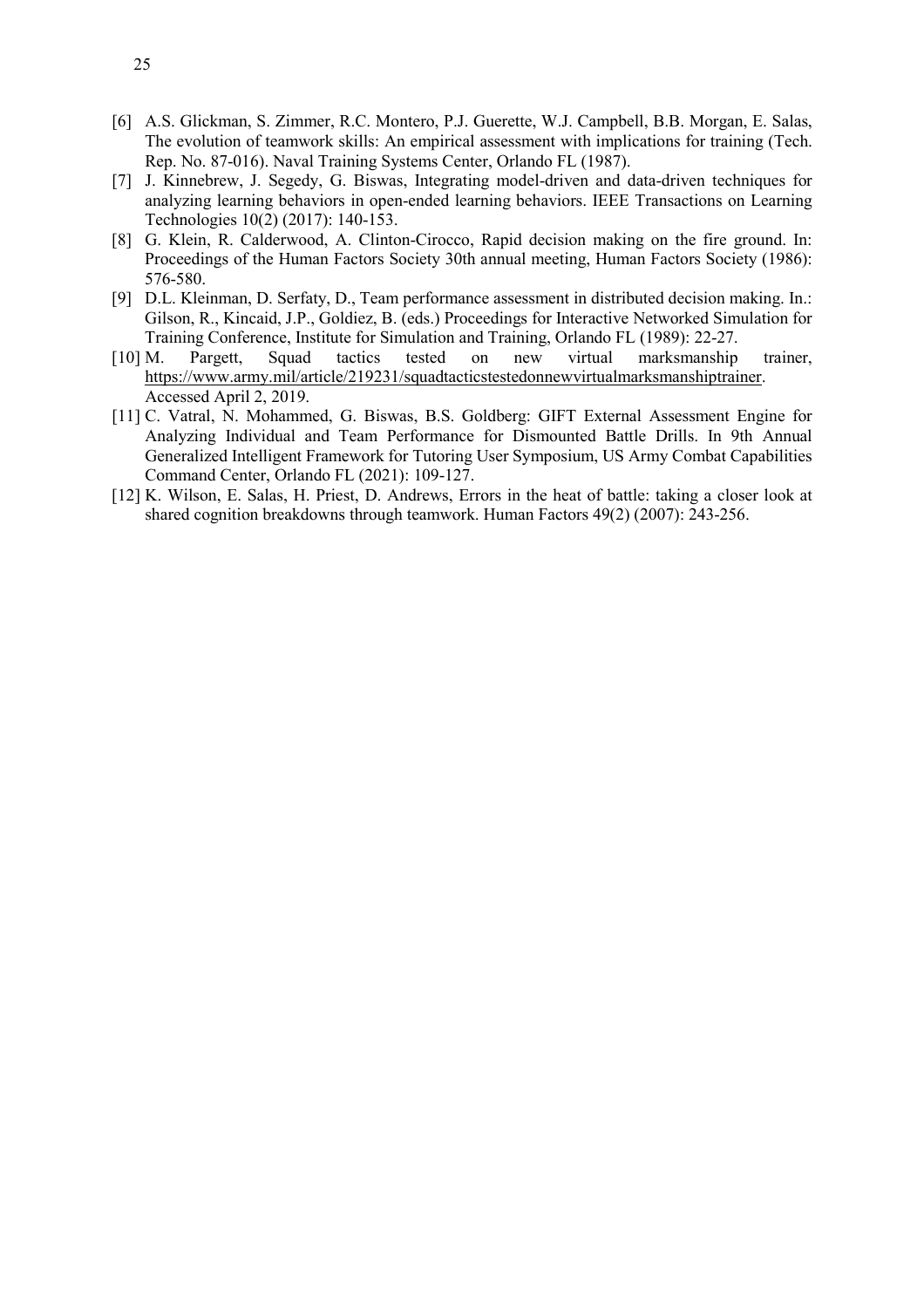[6] A.S. Glickman, S. Zimmer, R.C. Montero, P.J. Guerette, W.J. Campbell, B.B. Morgan, E. Salas, The evolution of teamwork skills: An empirical assessment with implications for training (Tech. Rep. No. 87-016). Naval Training Systems Center, Orlando FL (1987).

[7] J. Kinnebrew, J. Segedy, G. Biswas, Integrating model-driven and data-driven techniques for analyzing learning behaviors in open-ended learning behaviors. IEEE Transactions on Learning Technologies 10(2) (2017): 140-153.

[8] G. Klein, R. Calderwood, A. Clinton-Cirocco, Rapid decision making on the fire ground. In: Proceedings of the Human Factors Society 30th annual meeting, Human Factors Society (1986): 576-580.

[9] D.L. Kleinman, D. Serfaty, D., Team performance assessment in distributed decision making. In.: Gilson, R., Kincaid, J.P., Goldiez, B. (eds.) Proceedings for Interactive Networked Simulation for Training Conference, Institute for Simulation and Training, Orlando FL (1989): 22-27.

[10] M. Pargett, Squad tactics tested on new virtual marksmanship trainer, https://www.army.mil/article/219231/squadtacticstestedonnewvirtualmarksmanshiptrainer. Accessed April 2, 2019.

[11] C. Vatral, N. Mohammed, G. Biswas, B.S. Goldberg: GIFT External Assessment Engine for Analyzing Individual and Team Performance for Dismounted Battle Drills. In 9th Annual Generalized Intelligent Framework for Tutoring User Symposium, US Army Combat Capabilities Command Center, Orlando FL (2021): 109-127.

[12] K. Wilson, E. Salas, H. Priest, D. Andrews, Errors in the heat of battle: taking a closer look at shared cognition breakdowns through teamwork. Human Factors 49(2) (2007): 243-256.